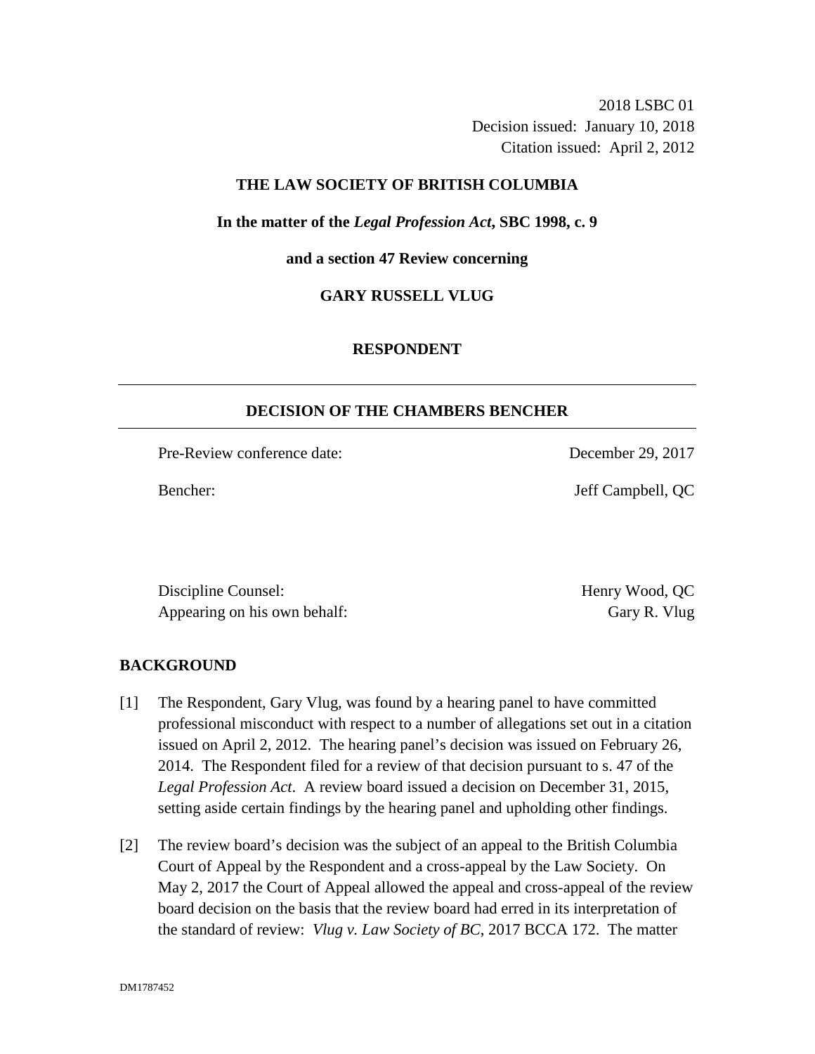2018 LSBC 01
Decision issued: January 10, 2018
Citation issued: April 2, 2012

**THE LAW SOCIETY OF BRITISH COLUMBIA**

**In the matter of the *Legal Profession Act*, SBC 1998, c. 9**

**and a section 47 Review concerning**

**GARY RUSSELL VLUG**

**RESPONDENT**

## DECISION OF THE CHAMBERS BENCHER

Pre-Review conference date: December 29, 2017

Bencher: Jeff Campbell, QC

Discipline Counsel: Henry Wood, QC
Appearing on his own behalf: Gary R. Vlug

## BACKGROUND

[1] The Respondent, Gary Vlug, was found by a hearing panel to have committed professional misconduct with respect to a number of allegations set out in a citation issued on April 2, 2012. The hearing panel's decision was issued on February 26, 2014. The Respondent filed for a review of that decision pursuant to s. 47 of the *Legal Profession Act*. A review board issued a decision on December 31, 2015, setting aside certain findings by the hearing panel and upholding other findings.

[2] The review board's decision was the subject of an appeal to the British Columbia Court of Appeal by the Respondent and a cross-appeal by the Law Society. On May 2, 2017 the Court of Appeal allowed the appeal and cross-appeal of the review board decision on the basis that the review board had erred in its interpretation of the standard of review: *Vlug v. Law Society of BC*, 2017 BCCA 172. The matter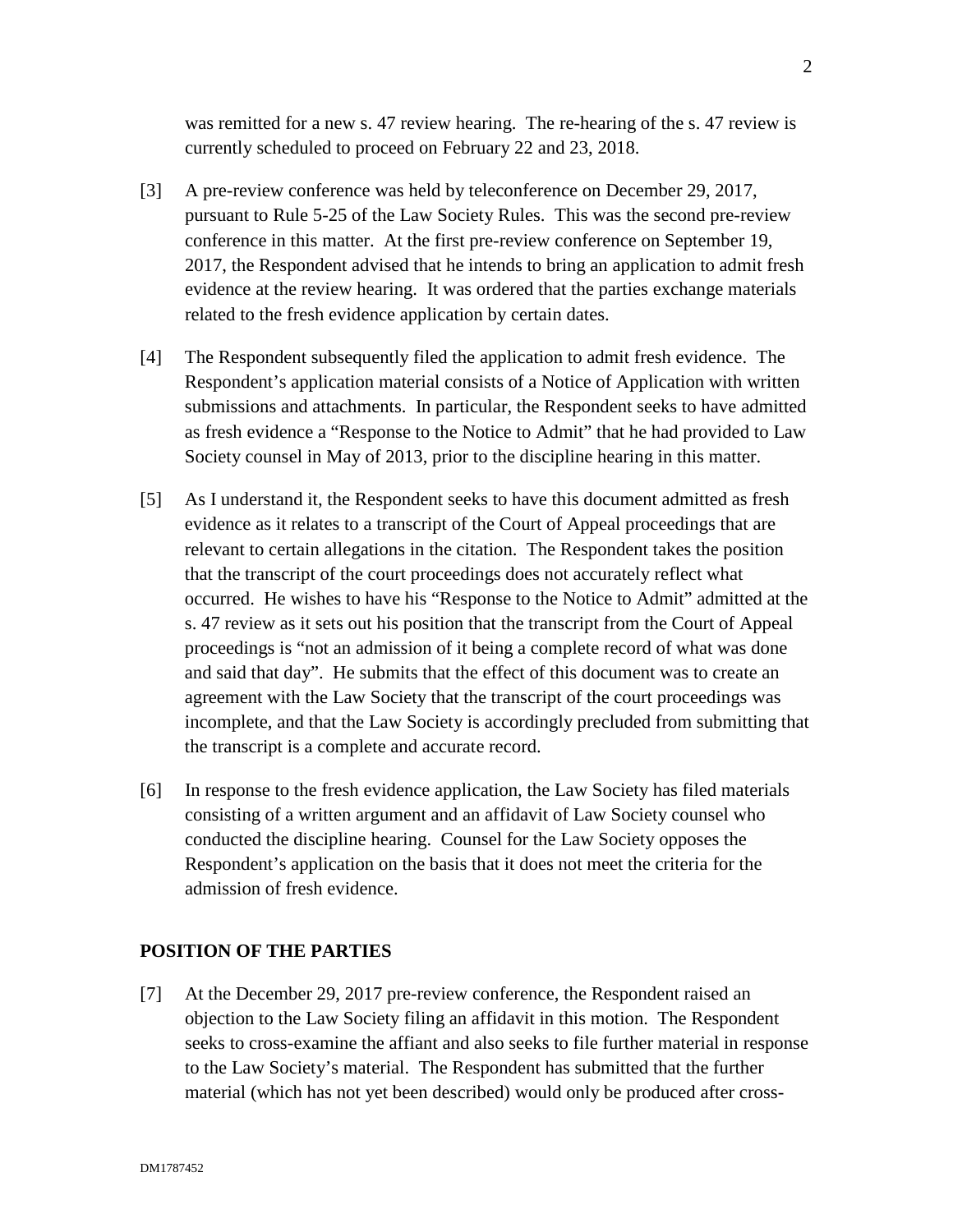was remitted for a new s. 47 review hearing. The re-hearing of the s. 47 review is currently scheduled to proceed on February 22 and 23, 2018.

[3] A pre-review conference was held by teleconference on December 29, 2017, pursuant to Rule 5-25 of the Law Society Rules. This was the second pre-review conference in this matter. At the first pre-review conference on September 19, 2017, the Respondent advised that he intends to bring an application to admit fresh evidence at the review hearing. It was ordered that the parties exchange materials related to the fresh evidence application by certain dates.

[4] The Respondent subsequently filed the application to admit fresh evidence. The Respondent's application material consists of a Notice of Application with written submissions and attachments. In particular, the Respondent seeks to have admitted as fresh evidence a "Response to the Notice to Admit" that he had provided to Law Society counsel in May of 2013, prior to the discipline hearing in this matter.

[5] As I understand it, the Respondent seeks to have this document admitted as fresh evidence as it relates to a transcript of the Court of Appeal proceedings that are relevant to certain allegations in the citation. The Respondent takes the position that the transcript of the court proceedings does not accurately reflect what occurred. He wishes to have his "Response to the Notice to Admit" admitted at the s. 47 review as it sets out his position that the transcript from the Court of Appeal proceedings is "not an admission of it being a complete record of what was done and said that day". He submits that the effect of this document was to create an agreement with the Law Society that the transcript of the court proceedings was incomplete, and that the Law Society is accordingly precluded from submitting that the transcript is a complete and accurate record.

[6] In response to the fresh evidence application, the Law Society has filed materials consisting of a written argument and an affidavit of Law Society counsel who conducted the discipline hearing. Counsel for the Law Society opposes the Respondent's application on the basis that it does not meet the criteria for the admission of fresh evidence.

## POSITION OF THE PARTIES

[7] At the December 29, 2017 pre-review conference, the Respondent raised an objection to the Law Society filing an affidavit in this motion. The Respondent seeks to cross-examine the affiant and also seeks to file further material in response to the Law Society's material. The Respondent has submitted that the further material (which has not yet been described) would only be produced after cross-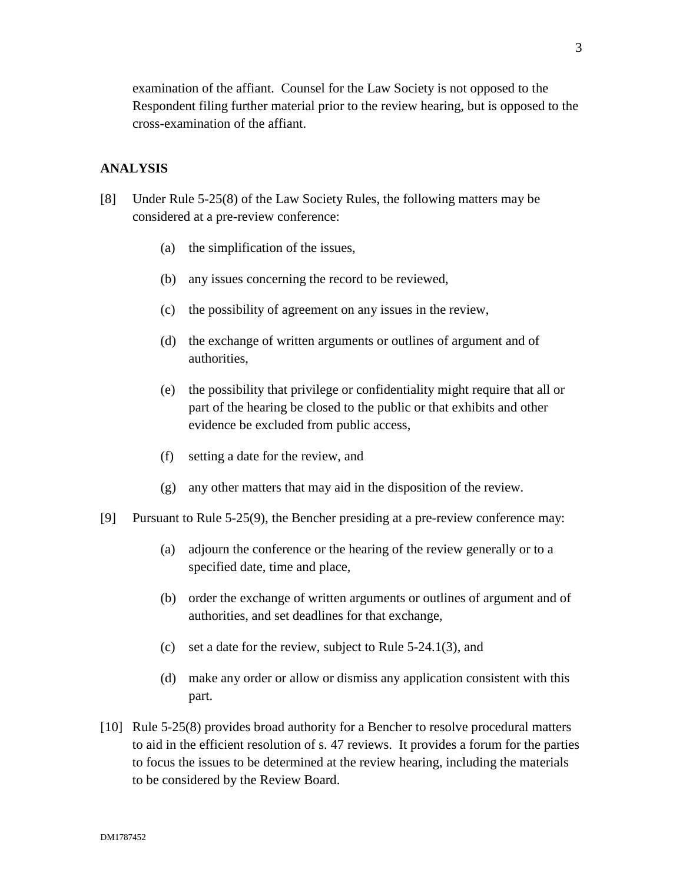examination of the affiant. Counsel for the Law Society is not opposed to the Respondent filing further material prior to the review hearing, but is opposed to the cross-examination of the affiant.

## ANALYSIS

[8] Under Rule 5-25(8) of the Law Society Rules, the following matters may be considered at a pre-review conference:

(a) the simplification of the issues,

(b) any issues concerning the record to be reviewed,

(c) the possibility of agreement on any issues in the review,

(d) the exchange of written arguments or outlines of argument and of authorities,

(e) the possibility that privilege or confidentiality might require that all or part of the hearing be closed to the public or that exhibits and other evidence be excluded from public access,

(f) setting a date for the review, and

(g) any other matters that may aid in the disposition of the review.

[9] Pursuant to Rule 5-25(9), the Bencher presiding at a pre-review conference may:

(a) adjourn the conference or the hearing of the review generally or to a specified date, time and place,

(b) order the exchange of written arguments or outlines of argument and of authorities, and set deadlines for that exchange,

(c) set a date for the review, subject to Rule 5-24.1(3), and

(d) make any order or allow or dismiss any application consistent with this part.

[10] Rule 5-25(8) provides broad authority for a Bencher to resolve procedural matters to aid in the efficient resolution of s. 47 reviews. It provides a forum for the parties to focus the issues to be determined at the review hearing, including the materials to be considered by the Review Board.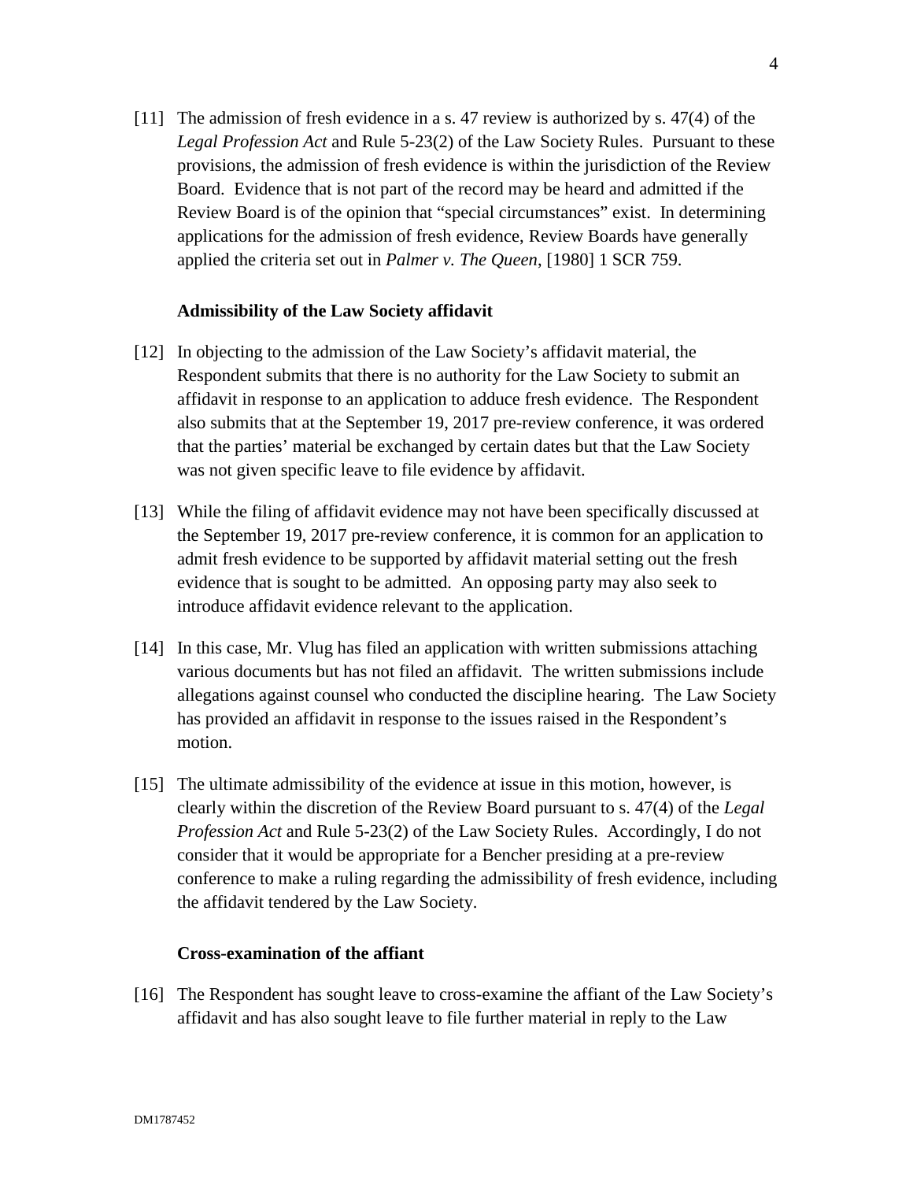[11] The admission of fresh evidence in a s. 47 review is authorized by s. 47(4) of the *Legal Profession Act* and Rule 5-23(2) of the Law Society Rules. Pursuant to these provisions, the admission of fresh evidence is within the jurisdiction of the Review Board. Evidence that is not part of the record may be heard and admitted if the Review Board is of the opinion that "special circumstances" exist. In determining applications for the admission of fresh evidence, Review Boards have generally applied the criteria set out in *Palmer v. The Queen*, [1980] 1 SCR 759.

**Admissibility of the Law Society affidavit**

[12] In objecting to the admission of the Law Society's affidavit material, the Respondent submits that there is no authority for the Law Society to submit an affidavit in response to an application to adduce fresh evidence. The Respondent also submits that at the September 19, 2017 pre-review conference, it was ordered that the parties' material be exchanged by certain dates but that the Law Society was not given specific leave to file evidence by affidavit.

[13] While the filing of affidavit evidence may not have been specifically discussed at the September 19, 2017 pre-review conference, it is common for an application to admit fresh evidence to be supported by affidavit material setting out the fresh evidence that is sought to be admitted. An opposing party may also seek to introduce affidavit evidence relevant to the application.

[14] In this case, Mr. Vlug has filed an application with written submissions attaching various documents but has not filed an affidavit. The written submissions include allegations against counsel who conducted the discipline hearing. The Law Society has provided an affidavit in response to the issues raised in the Respondent's motion.

[15] The ultimate admissibility of the evidence at issue in this motion, however, is clearly within the discretion of the Review Board pursuant to s. 47(4) of the *Legal Profession Act* and Rule 5-23(2) of the Law Society Rules. Accordingly, I do not consider that it would be appropriate for a Bencher presiding at a pre-review conference to make a ruling regarding the admissibility of fresh evidence, including the affidavit tendered by the Law Society.

**Cross-examination of the affiant**

[16] The Respondent has sought leave to cross-examine the affiant of the Law Society's affidavit and has also sought leave to file further material in reply to the Law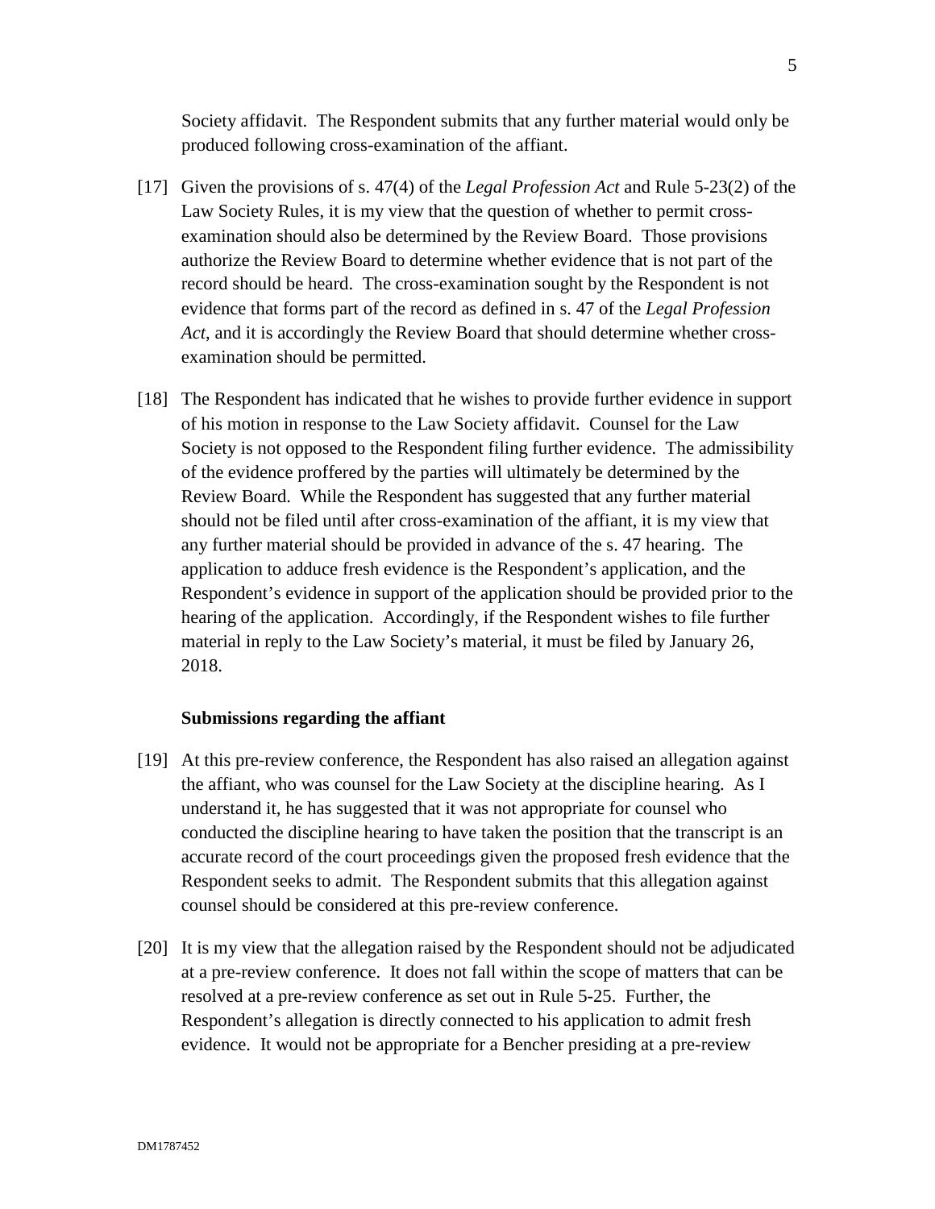Society affidavit. The Respondent submits that any further material would only be produced following cross-examination of the affiant.

[17] Given the provisions of s. 47(4) of the *Legal Profession Act* and Rule 5-23(2) of the Law Society Rules, it is my view that the question of whether to permit cross-examination should also be determined by the Review Board. Those provisions authorize the Review Board to determine whether evidence that is not part of the record should be heard. The cross-examination sought by the Respondent is not evidence that forms part of the record as defined in s. 47 of the *Legal Profession Act*, and it is accordingly the Review Board that should determine whether cross-examination should be permitted.

[18] The Respondent has indicated that he wishes to provide further evidence in support of his motion in response to the Law Society affidavit. Counsel for the Law Society is not opposed to the Respondent filing further evidence. The admissibility of the evidence proffered by the parties will ultimately be determined by the Review Board. While the Respondent has suggested that any further material should not be filed until after cross-examination of the affiant, it is my view that any further material should be provided in advance of the s. 47 hearing. The application to adduce fresh evidence is the Respondent's application, and the Respondent's evidence in support of the application should be provided prior to the hearing of the application. Accordingly, if the Respondent wishes to file further material in reply to the Law Society's material, it must be filed by January 26, 2018.

**Submissions regarding the affiant**

[19] At this pre-review conference, the Respondent has also raised an allegation against the affiant, who was counsel for the Law Society at the discipline hearing. As I understand it, he has suggested that it was not appropriate for counsel who conducted the discipline hearing to have taken the position that the transcript is an accurate record of the court proceedings given the proposed fresh evidence that the Respondent seeks to admit. The Respondent submits that this allegation against counsel should be considered at this pre-review conference.

[20] It is my view that the allegation raised by the Respondent should not be adjudicated at a pre-review conference. It does not fall within the scope of matters that can be resolved at a pre-review conference as set out in Rule 5-25. Further, the Respondent's allegation is directly connected to his application to admit fresh evidence. It would not be appropriate for a Bencher presiding at a pre-review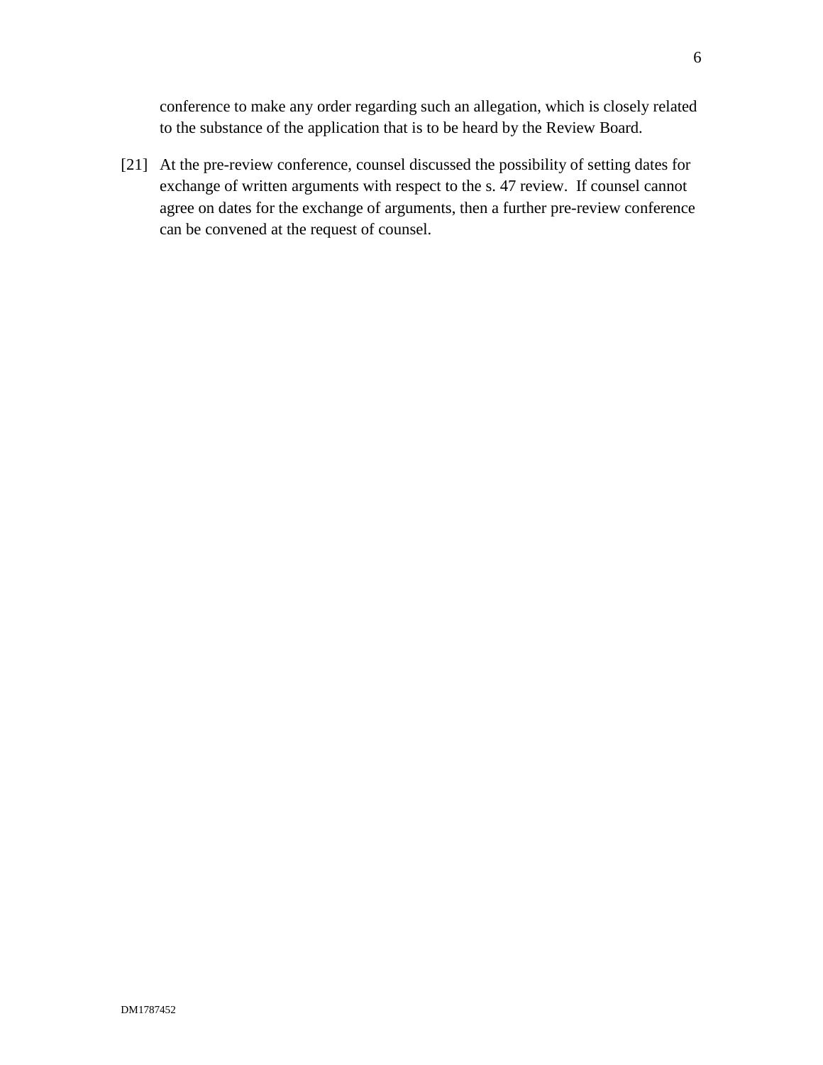conference to make any order regarding such an allegation, which is closely related to the substance of the application that is to be heard by the Review Board.

[21] At the pre-review conference, counsel discussed the possibility of setting dates for exchange of written arguments with respect to the s. 47 review. If counsel cannot agree on dates for the exchange of arguments, then a further pre-review conference can be convened at the request of counsel.

DM1787452